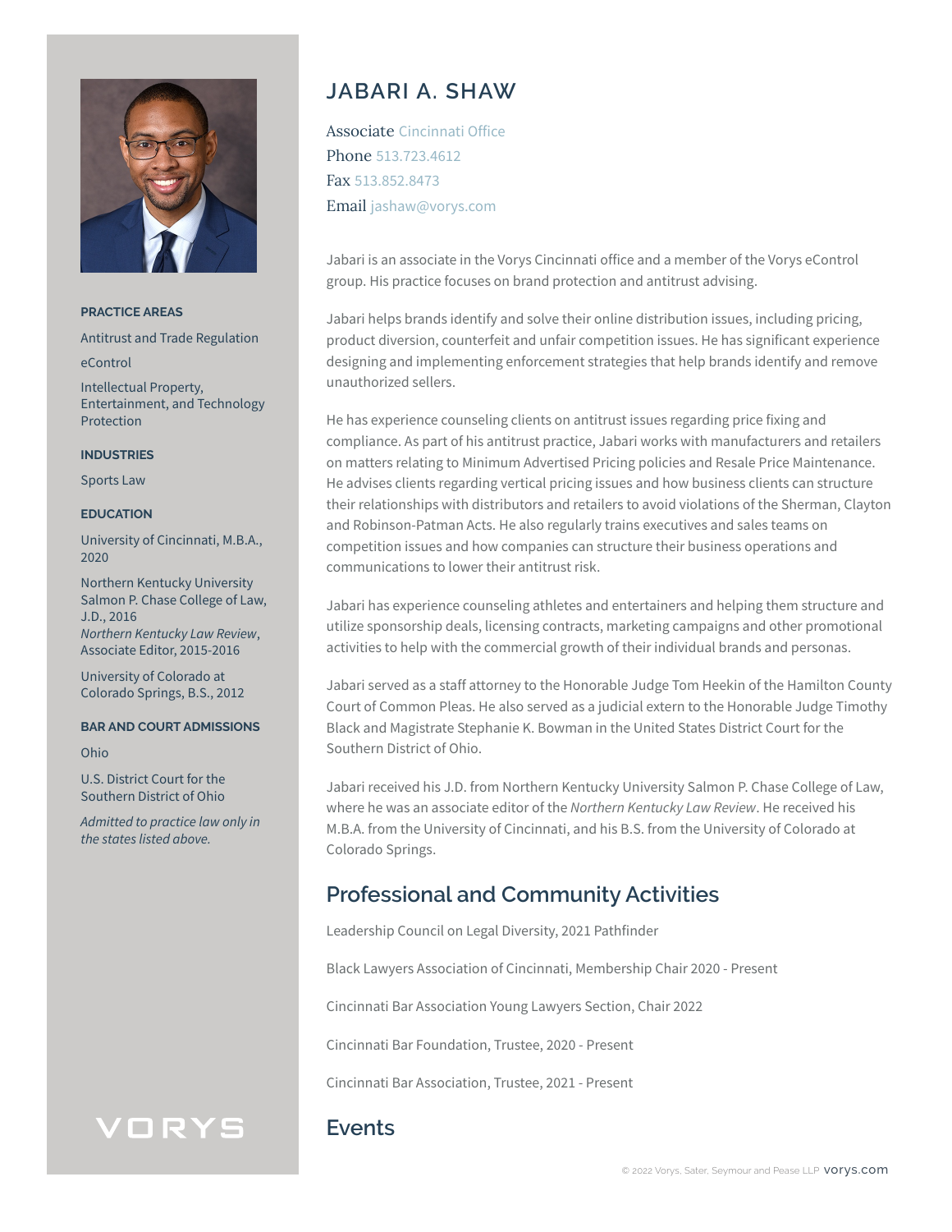# JABARI A. SHAW

Associate Cincinnati Office
Phone 513.723.4612
Fax 513.852.8473
Email jashaw@vorys.com

Jabari is an associate in the Vorys Cincinnati office and a member of the Vorys eControl group. His practice focuses on brand protection and antitrust advising.

Jabari helps brands identify and solve their online distribution issues, including pricing, product diversion, counterfeit and unfair competition issues. He has significant experience designing and implementing enforcement strategies that help brands identify and remove unauthorized sellers.

He has experience counseling clients on antitrust issues regarding price fixing and compliance. As part of his antitrust practice, Jabari works with manufacturers and retailers on matters relating to Minimum Advertised Pricing policies and Resale Price Maintenance. He advises clients regarding vertical pricing issues and how business clients can structure their relationships with distributors and retailers to avoid violations of the Sherman, Clayton and Robinson-Patman Acts. He also regularly trains executives and sales teams on competition issues and how companies can structure their business operations and communications to lower their antitrust risk.

Jabari has experience counseling athletes and entertainers and helping them structure and utilize sponsorship deals, licensing contracts, marketing campaigns and other promotional activities to help with the commercial growth of their individual brands and personas.

Jabari served as a staff attorney to the Honorable Judge Tom Heekin of the Hamilton County Court of Common Pleas. He also served as a judicial extern to the Honorable Judge Timothy Black and Magistrate Stephanie K. Bowman in the United States District Court for the Southern District of Ohio.

Jabari received his J.D. from Northern Kentucky University Salmon P. Chase College of Law, where he was an associate editor of the *Northern Kentucky Law Review*. He received his M.B.A. from the University of Cincinnati, and his B.S. from the University of Colorado at Colorado Springs.

## Professional and Community Activities

Leadership Council on Legal Diversity, 2021 Pathfinder

Black Lawyers Association of Cincinnati, Membership Chair 2020 - Present

Cincinnati Bar Association Young Lawyers Section, Chair 2022

Cincinnati Bar Foundation, Trustee, 2020 - Present

Cincinnati Bar Association, Trustee, 2021 - Present

## Events

### PRACTICE AREAS

Antitrust and Trade Regulation

eControl

Intellectual Property, Entertainment, and Technology Protection

### INDUSTRIES

Sports Law

### EDUCATION

University of Cincinnati, M.B.A., 2020

Northern Kentucky University Salmon P. Chase College of Law, J.D., 2016
*Northern Kentucky Law Review*, Associate Editor, 2015-2016

University of Colorado at Colorado Springs, B.S., 2012

### BAR AND COURT ADMISSIONS

Ohio

U.S. District Court for the Southern District of Ohio

*Admitted to practice law only in the states listed above.*

VORYS

© 2022 Vorys, Sater, Seymour and Pease LLP vorys.com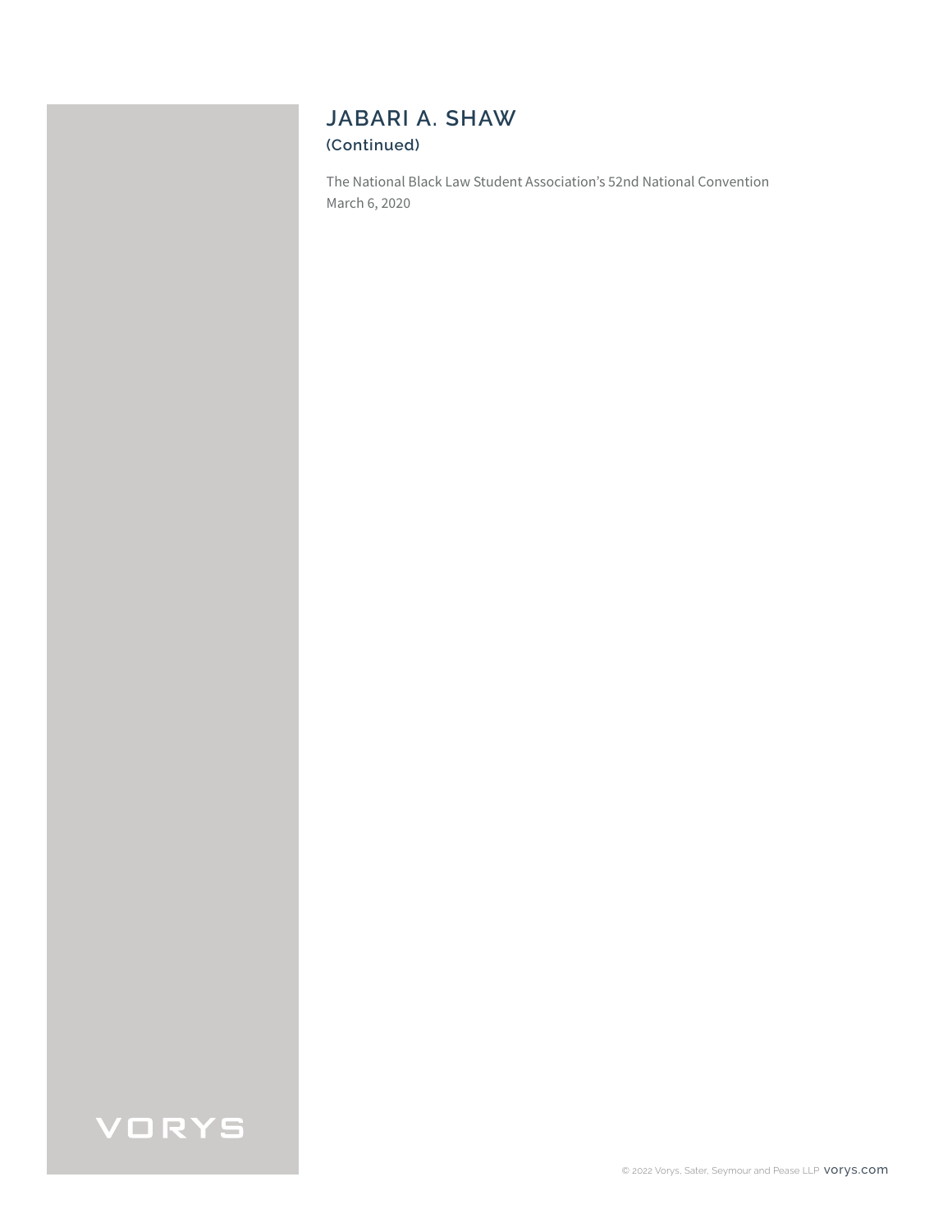# JABARI A. SHAW
### (Continued)

The National Black Law Student Association's 52nd National Convention
March 6, 2020